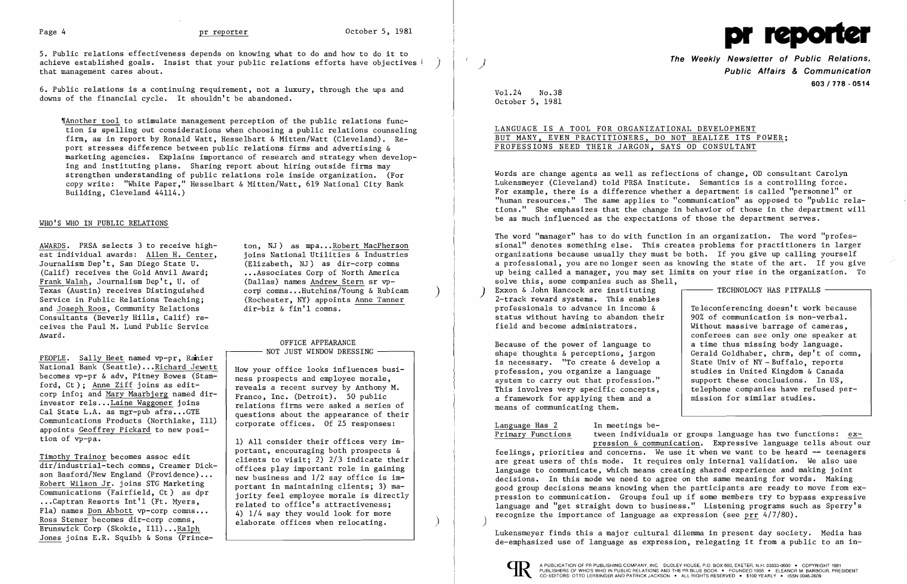5. Public relations effectiveness depends on knowing what to do and how to do it to achieve established goals. Insist that your public relations efforts have objectives that management cares about.

6. Public relations is a continuing requirement, not a luxury, through the ups and downs of the financial cycle. It shouldn't be abandoned.

¶Another tool to stimulate management perception of the public relations function is spelling out considerations when choosing a public relations counseling firm, as in report by Ronald Watt, Hesselbart & Mitten/Watt (Cleveland). Report stresses difference between public relations firms and advertising & marketing agencies. Explains importance of research and strategy when developing and instituting plans. Sharing report about hiring outside firms may strengthen understanding of public relations role inside organization. (For copy write: "White Paper," Hesselbart & Mitten/Watt, 619 National City Bank Building, Cleveland 44114.)

## WHO'S WHO IN PUBLIC RELATIONS

AWARDS. PRSA selects 3 to receive highest individual awards: Allen H. Center, Journalism Dep't, San Diego State U. (Calif) receives the Gold Anvil Award; Frank Walsh, Journalism Dep't, U. of Texas (Austin) receives Distinguished Service in Public Relations Teaching; and Joseph Roos, Community Relations Consultants (Beverly Hills, Calif) receives the Paul M. Lund Public Service Award.

PEOPLE. Sally Heet named vp-pr, Rainier National Bank (Seattle)...Richard Jewett becomes vp-pr & adv, Pitney Bowes (Stamford, Ct); Anne Ziff joins as editcorp info; and Mary Maarbjerg named dir-investor rels...Laine Waggoner joins Cal State L.A. as mgr-pub afrs...GTE Communications Products (Northlake, Ill) appoints Geoffrey Pickard to new position of vp-pa.

Timothy Trainor becomes assoc edit dir/industrial-tech comns, Creamer Dickson Basford/New England (Providence)... Robert Wilson Jr. joins STG Marketing Communications (Fairfield, Ct) as dpr ...Captran Resorts Int'l (Ft. Myers, Fla) names Don Abbott vp-corp comns... Ross Stemer becomes dir-corp comns, Brunswick Corp (Skokie, Ill)...Ralph Jones joins E.R. Squibb & Sons (Princeton, NJ) as mpa...Robert MacPherson joins National Utilities & Industries (Elizabeth, NJ) as dir-corp comns ...Associates Corp of North America (Dallas) names Andrew Stern sr vp-corp comns...Hutchins/Young & Rubicam (Rochester, NY) appoints Anne Tanner dir-biz & fin'l comns.

### OFFICE APPEARANCE NOT JUST WINDOW DRESSING

How your office looks influences business prospects and employee morale, reveals a recent survey by Anthony M. Franco, Inc. (Detroit). 50 public relations firms were asked a series of questions about the appearance of their corporate offices. Of 25 responses:

1) All consider their offices very important, encouraging both prospects & clients to visit; 2) 2/3 indicate their offices play important role in gaining new business and 1/2 say office is important in maintaining clients; 3) majority feel employee morale is directly related to office's attractiveness; 4) 1/4 say they would look for more elaborate offices when relocating.

---

# pr reporter

**The Weekly Newsletter of Public Relations, Public Affairs & Communication**

603 / 778 - 0514

Vol.24 No.38
October 5, 1981

## LANGUAGE IS A TOOL FOR ORGANIZATIONAL DEVELOPMENT BUT MANY, EVEN PRACTITIONERS, DO NOT REALIZE ITS POWER; PROFESSIONS NEED THEIR JARGON, SAYS OD CONSULTANT

Words are change agents as well as reflections of change, OD consultant Carolyn Lukensmeyer (Cleveland) told PRSA Institute. Semantics is a controlling force. For example, there is a difference whether a department is called "personnel" or "human resources." The same applies to "communication" as opposed to "public relations." She emphasizes that the change in behavior of those in the department will be as much influenced as the expectations of those the department serves.

The word "manager" has to do with function in an organization. The word "professional" denotes something else. This creates problems for practitioners in larger organizations because usually they must be both. If you give up calling yourself a professional, you are no longer seen as knowing the state of the art. If you give up being called a manager, you may set limits on your rise in the organization. To solve this, some companies such as Shell, Exxon & John Hancock are instituting 2-track reward systems. This enables professionals to advance in income & status without having to abandon their field and become administrators.

Because of the power of language to shape thoughts & perceptions, jargon is necessary. "To create & develop a profession, you organize a language system to carry out that profession." This involves very specific concepts, a framework for applying them and a means of communicating them.

### TECHNOLOGY HAS PITFALLS

Teleconferencing doesn't work because 90% of communication is non-verbal. Without massive barrage of cameras, conferees can see only one speaker at a time thus missing body language. Gerald Goldhaber, chrm, dep't of comn, State Univ of NY - Buffalo, reports studies in United Kingdom & Canada support these conclusions. In US, telephone companies have refused permission for similar studies.

**Language Has 2 Primary Functions** In meetings between individuals or groups language has two functions: expression & communication. Expressive language tells about our feelings, priorities and concerns. We use it when we want to be heard -- teenagers are great users of this mode. It requires only internal validation. We also use language to communicate, which means creating shared experience and making joint decisions. In this mode we need to agree on the same meaning for words. Making good group decisions means knowing when the participants are ready to move from expression to communication. Groups foul up if some members try to bypass expressive language and "get straight down to business." Listening programs such as Sperry's recognize the importance of language as expression (see prr 4/7/80).

Lukensmeyer finds this a major cultural dilemma in present day society. Media has de-emphasized use of language as expression, relegating it from a public to an in-

A PUBLICATION OF PR PUBLISHING COMPANY, INC. DUDLEY HOUSE, P.O. BOX 600, EXETER, N.H. 03833-0600 • COPYRIGHT 1981
PUBLISHERS OF WHO'S WHO IN PUBLIC RELATIONS AND THE PR BLUE BOOK • FOUNDED 1958 • ELEANOR M. BARBOUR, PRESIDENT
CO-EDITORS: OTTO LERBINGER AND PATRICK JACKSON • ALL RIGHTS RESERVED • $100 YEARLY • ISSN 0048-2609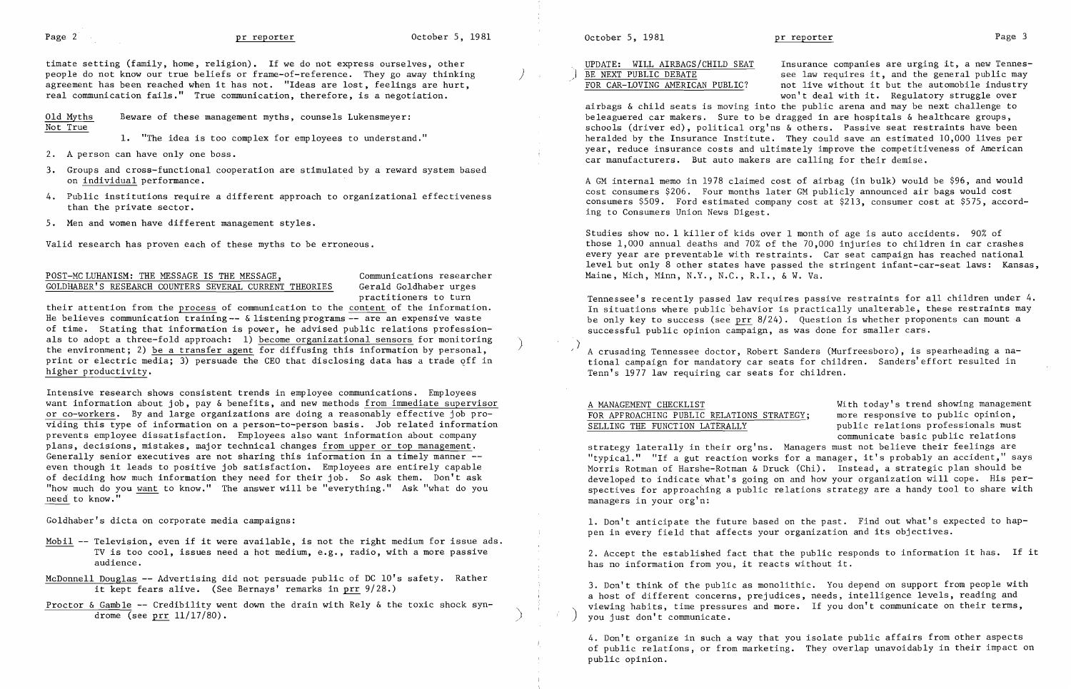timate setting (family, home, religion). If we do not express ourselves, other people do not know our true beliefs or frame-of-reference. They go away thinking agreement has been reached when it has not. "Ideas are lost, feelings are hurt, real communication fails." True communication, therefore, is a negotiation.

**Old Myths Not True**

Beware of these management myths, counsels Lukensmeyer:

1. "The idea is too complex for employees to understand."
2. A person can have only one boss.
3. Groups and cross-functional cooperation are stimulated by a reward system based on individual performance.
4. Public institutions require a different approach to organizational effectiveness than the private sector.
5. Men and women have different management styles.

Valid research has proven each of these myths to be erroneous.

## POST-MC LUHANISM: THE MESSAGE IS THE MESSAGE, GOLDHABER'S RESEARCH COUNTERS SEVERAL CURRENT THEORIES

Communications researcher Gerald Goldhaber urges practitioners to turn their attention from the process of communication to the content of the information. He believes communication training -- & listening programs -- are an expensive waste of time. Stating that information is power, he advised public relations professionals to adopt a three-fold approach: 1) become organizational sensors for monitoring the environment; 2) be a transfer agent for diffusing this information by personal, print or electric media; 3) persuade the CEO that disclosing data has a trade off in higher productivity.

Intensive research shows consistent trends in employee communications. Employees want information about job, pay & benefits, and new methods from immediate supervisor or co-workers. By and large organizations are doing a reasonably effective job providing this type of information on a person-to-person basis. Job related information prevents employee dissatisfaction. Employees also want information about company plans, decisions, mistakes, major technical changes from upper or top management. Generally senior executives are not sharing this information in a timely manner -- even though it leads to positive job satisfaction. Employees are entirely capable of deciding how much information they need for their job. So ask them. Don't ask "how much do you want to know." The answer will be "everything." Ask "what do you need to know."

Goldhaber's dicta on corporate media campaigns:

Mobil -- Television, even if it were available, is not the right medium for issue ads. TV is too cool, issues need a hot medium, e.g., radio, with a more passive audience.

McDonnell Douglas -- Advertising did not persuade public of DC 10's safety. Rather it kept fears alive. (See Bernays' remarks in prr 9/28.)

Proctor & Gamble -- Credibility went down the drain with Rely & the toxic shock syndrome (see prr 11/17/80).

## UPDATE: WILL AIRBAGS/CHILD SEAT BE NEXT PUBLIC DEBATE FOR CAR-LOVING AMERICAN PUBLIC?

Insurance companies are urging it, a new Tennessee law requires it, and the general public may not live without it but the automobile industry won't deal with it. Regulatory struggle over airbags & child seats is moving into the public arena and may be next challenge to beleaguered car makers. Sure to be dragged in are hospitals & healthcare groups, schools (driver ed), political org'ns & others. Passive seat restraints have been heralded by the Insurance Institute. They could save an estimated 10,000 lives per year, reduce insurance costs and ultimately improve the competitiveness of American car manufacturers. But auto makers are calling for their demise.

A GM internal memo in 1978 claimed cost of airbag (in bulk) would be \$96, and would cost consumers \$206. Four months later GM publicly announced air bags would cost consumers \$509. Ford estimated company cost at \$213, consumer cost at \$575, according to Consumers Union News Digest.

Studies show no. 1 killer of kids over 1 month of age is auto accidents. 90% of those 1,000 annual deaths and 70% of the 70,000 injuries to children in car crashes every year are preventable with restraints. Car seat campaign has reached national level but only 8 other states have passed the stringent infant-car-seat laws: Kansas, Maine, Mich, Minn, N.Y., N.C., R.I., & W. Va.

Tennessee's recently passed law requires passive restraints for all children under 4. In situations where public behavior is practically unalterable, these restraints may be only key to success (see prr 8/24). Question is whether proponents can mount a successful public opinion campaign, as was done for smaller cars.

A crusading Tennessee doctor, Robert Sanders (Murfreesboro), is spearheading a national campaign for mandatory car seats for children. Sanders' effort resulted in Tenn's 1977 law requiring car seats for children.

## A MANAGEMENT CHECKLIST FOR APPROACHING PUBLIC RELATIONS STRATEGY; SELLING THE FUNCTION LATERALLY

With today's trend showing management more responsive to public opinion, public relations professionals must communicate basic public relations strategy laterally in their org'ns. Managers must not believe their feelings are "typical." "If a gut reaction works for a manager, it's probably an accident," says Morris Rotman of Harshe-Rotman & Druck (Chi). Instead, a strategic plan should be developed to indicate what's going on and how your organization will cope. His perspectives for approaching a public relations strategy are a handy tool to share with managers in your org'n:

1. Don't anticipate the future based on the past. Find out what's expected to happen in every field that affects your organization and its objectives.

2. Accept the established fact that the public responds to information it has. If it has no information from you, it reacts without it.

3. Don't think of the public as monolithic. You depend on support from people with a host of different concerns, prejudices, needs, intelligence levels, reading and viewing habits, time pressures and more. If you don't communicate on their terms, you just don't communicate.

4. Don't organize in such a way that you isolate public affairs from other aspects of public relations, or from marketing. They overlap unavoidably in their impact on public opinion.